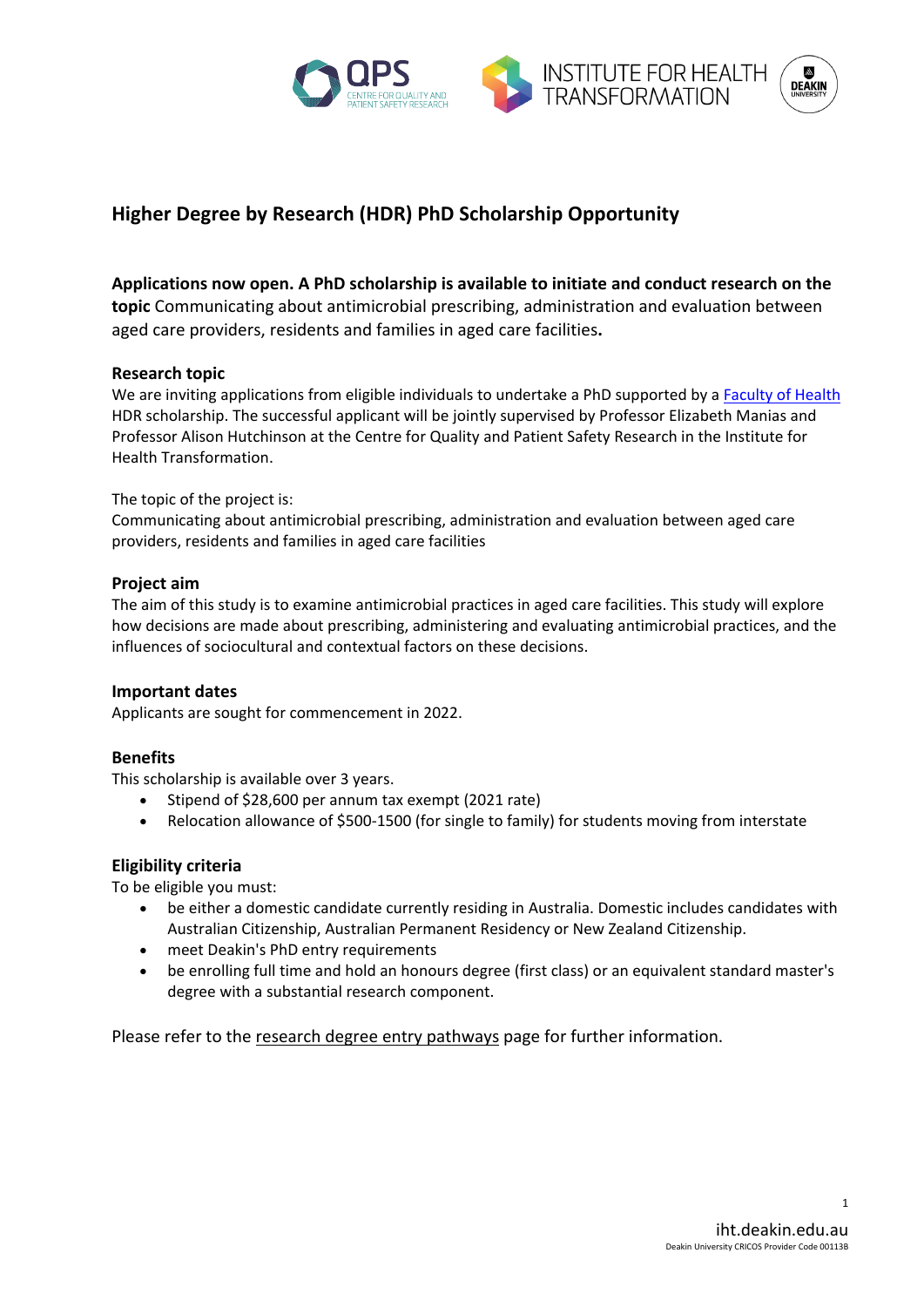# Higher Degree by Research (HDR) PhD Scholarship Opportunity

**Applications now open. A PhD scholarship is available to initiate and conduct research on the topic** Communicating about antimicrobial prescribing, administration and evaluation between aged care providers, residents and families in aged care facilities**.**

### Research topic

We are inviting applications from eligible individuals to undertake a PhD supported by a Faculty of Health HDR scholarship. The successful applicant will be jointly supervised by Professor Elizabeth Manias and Professor Alison Hutchinson at the Centre for Quality and Patient Safety Research in the Institute for Health Transformation.

The topic of the project is:
Communicating about antimicrobial prescribing, administration and evaluation between aged care providers, residents and families in aged care facilities

### Project aim

The aim of this study is to examine antimicrobial practices in aged care facilities. This study will explore how decisions are made about prescribing, administering and evaluating antimicrobial practices, and the influences of sociocultural and contextual factors on these decisions.

### Important dates

Applicants are sought for commencement in 2022.

### Benefits

This scholarship is available over 3 years.

- Stipend of $28,600 per annum tax exempt (2021 rate)
- Relocation allowance of $500-1500 (for single to family) for students moving from interstate

### Eligibility criteria

To be eligible you must:

- be either a domestic candidate currently residing in Australia. Domestic includes candidates with Australian Citizenship, Australian Permanent Residency or New Zealand Citizenship.
- meet Deakin's PhD entry requirements
- be enrolling full time and hold an honours degree (first class) or an equivalent standard master's degree with a substantial research component.

Please refer to the research degree entry pathways page for further information.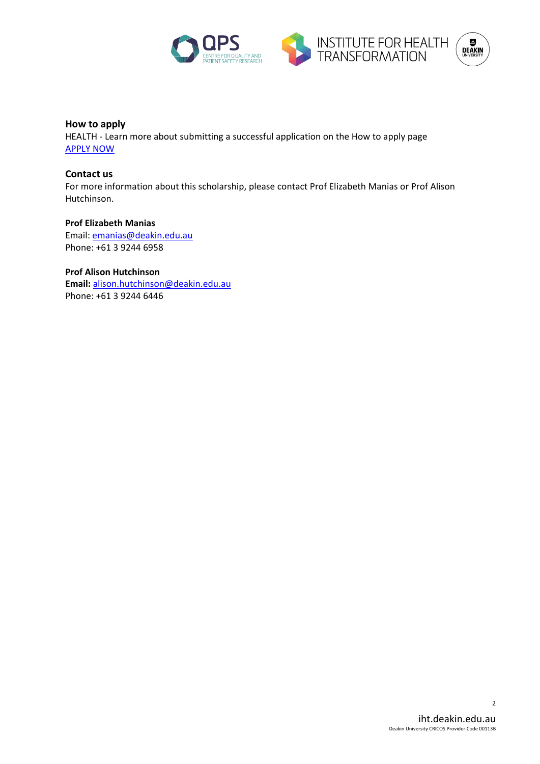## How to apply

HEALTH - Learn more about submitting a successful application on the How to apply page
APPLY NOW

## Contact us

For more information about this scholarship, please contact Prof Elizabeth Manias or Prof Alison Hutchinson.

**Prof Elizabeth Manias**
Email: emanias@deakin.edu.au
Phone: +61 3 9244 6958

**Prof Alison Hutchinson**
**Email:** alison.hutchinson@deakin.edu.au
Phone: +61 3 9244 6446